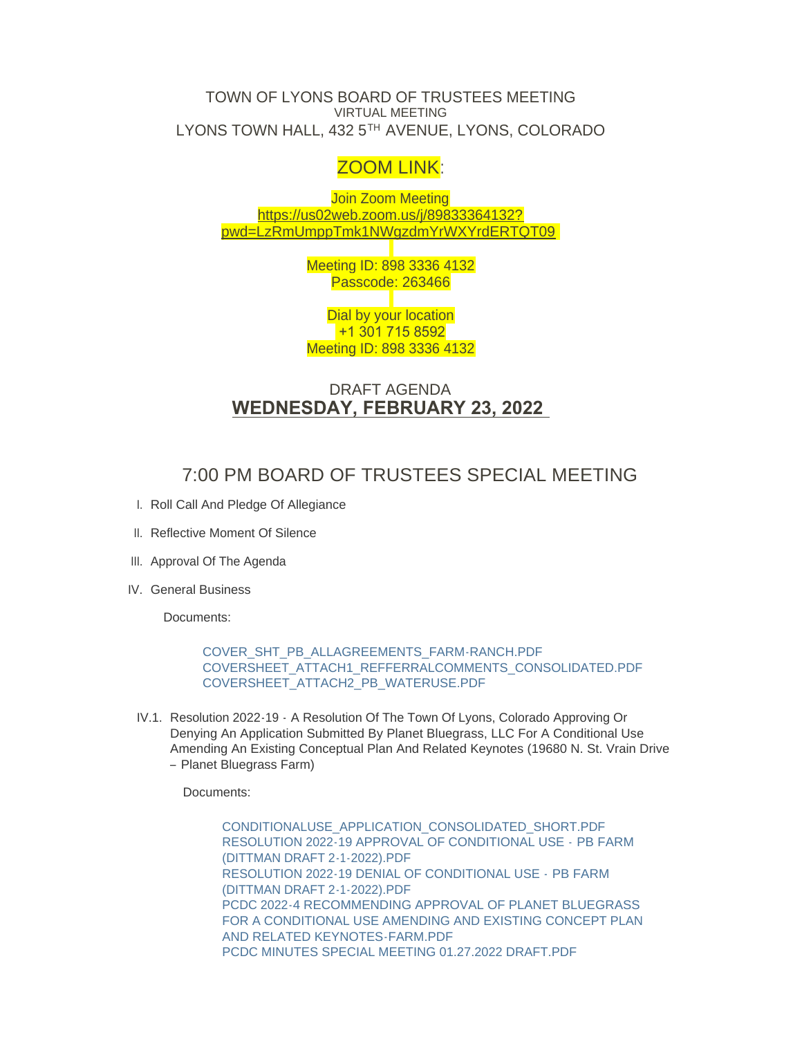TOWN OF LYONS BOARD OF TRUSTEES MEETING
VIRTUAL MEETING
LYONS TOWN HALL, 432 5TH AVENUE, LYONS, COLORADO

ZOOM LINK:

Join Zoom Meeting
https://us02web.zoom.us/j/89833364132?pwd=LzRmUmppTmk1NWgzdmYrWXYrdERTQT09

Meeting ID: 898 3336 4132
Passcode: 263466

Dial by your location
+1 301 715 8592
Meeting ID: 898 3336 4132

DRAFT AGENDA
**WEDNESDAY, FEBRUARY 23, 2022**

## 7:00 PM BOARD OF TRUSTEES SPECIAL MEETING

I. Roll Call And Pledge Of Allegiance

II. Reflective Moment Of Silence

III. Approval Of The Agenda

IV. General Business

Documents:

COVER_SHT_PB_ALLAGREEMENTS_FARM-RANCH.PDF
COVERSHEET_ATTACH1_REFFERRALCOMMENTS_CONSOLIDATED.PDF
COVERSHEET_ATTACH2_PB_WATERUSE.PDF

IV.1. Resolution 2022-19 - A Resolution Of The Town Of Lyons, Colorado Approving Or Denying An Application Submitted By Planet Bluegrass, LLC For A Conditional Use Amending An Existing Conceptual Plan And Related Keynotes (19680 N. St. Vrain Drive – Planet Bluegrass Farm)

Documents:

CONDITIONALUSE_APPLICATION_CONSOLIDATED_SHORT.PDF
RESOLUTION 2022-19 APPROVAL OF CONDITIONAL USE - PB FARM (DITTMAN DRAFT 2-1-2022).PDF
RESOLUTION 2022-19 DENIAL OF CONDITIONAL USE - PB FARM (DITTMAN DRAFT 2-1-2022).PDF
PCDC 2022-4 RECOMMENDING APPROVAL OF PLANET BLUEGRASS FOR A CONDITIONAL USE AMENDING AND EXISTING CONCEPT PLAN AND RELATED KEYNOTES-FARM.PDF
PCDC MINUTES SPECIAL MEETING 01.27.2022 DRAFT.PDF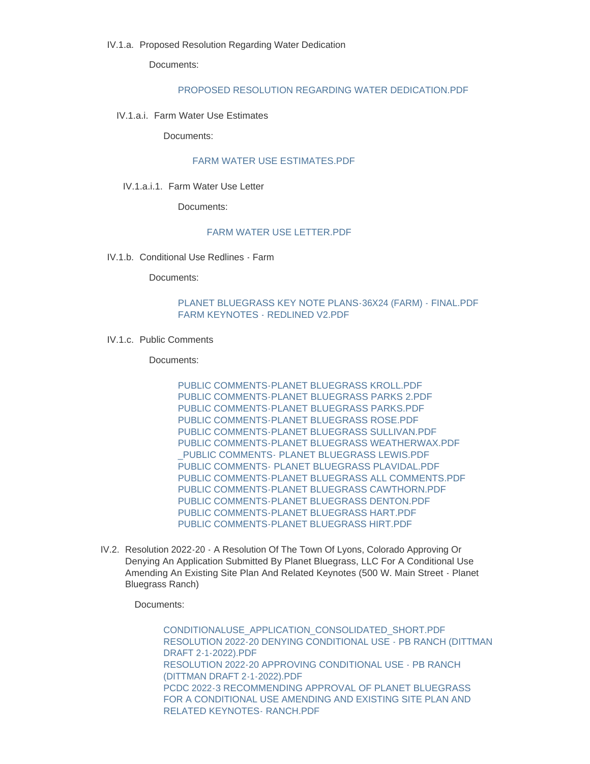IV.1.a. Proposed Resolution Regarding Water Dedication

Documents:

PROPOSED RESOLUTION REGARDING WATER DEDICATION.PDF

IV.1.a.i. Farm Water Use Estimates

Documents:

FARM WATER USE ESTIMATES.PDF

IV.1.a.i.1. Farm Water Use Letter

Documents:

FARM WATER USE LETTER.PDF

IV.1.b. Conditional Use Redlines - Farm

Documents:

PLANET BLUEGRASS KEY NOTE PLANS-36X24 (FARM) - FINAL.PDF
FARM KEYNOTES - REDLINED V2.PDF

IV.1.c. Public Comments

Documents:

PUBLIC COMMENTS-PLANET BLUEGRASS KROLL.PDF
PUBLIC COMMENTS-PLANET BLUEGRASS PARKS 2.PDF
PUBLIC COMMENTS-PLANET BLUEGRASS PARKS.PDF
PUBLIC COMMENTS-PLANET BLUEGRASS ROSE.PDF
PUBLIC COMMENTS-PLANET BLUEGRASS SULLIVAN.PDF
PUBLIC COMMENTS-PLANET BLUEGRASS WEATHERWAX.PDF
_PUBLIC COMMENTS- PLANET BLUEGRASS LEWIS.PDF
PUBLIC COMMENTS- PLANET BLUEGRASS PLAVIDAL.PDF
PUBLIC COMMENTS-PLANET BLUEGRASS ALL COMMENTS.PDF
PUBLIC COMMENTS-PLANET BLUEGRASS CAWTHORN.PDF
PUBLIC COMMENTS-PLANET BLUEGRASS DENTON.PDF
PUBLIC COMMENTS-PLANET BLUEGRASS HART.PDF
PUBLIC COMMENTS-PLANET BLUEGRASS HIRT.PDF

IV.2. Resolution 2022-20 - A Resolution Of The Town Of Lyons, Colorado Approving Or Denying An Application Submitted By Planet Bluegrass, LLC For A Conditional Use Amending An Existing Site Plan And Related Keynotes (500 W. Main Street - Planet Bluegrass Ranch)

Documents:

CONDITIONALUSE_APPLICATION_CONSOLIDATED_SHORT.PDF
RESOLUTION 2022-20 DENYING CONDITIONAL USE - PB RANCH (DITTMAN DRAFT 2-1-2022).PDF
RESOLUTION 2022-20 APPROVING CONDITIONAL USE - PB RANCH (DITTMAN DRAFT 2-1-2022).PDF
PCDC 2022-3 RECOMMENDING APPROVAL OF PLANET BLUEGRASS FOR A CONDITIONAL USE AMENDING AND EXISTING SITE PLAN AND RELATED KEYNOTES- RANCH.PDF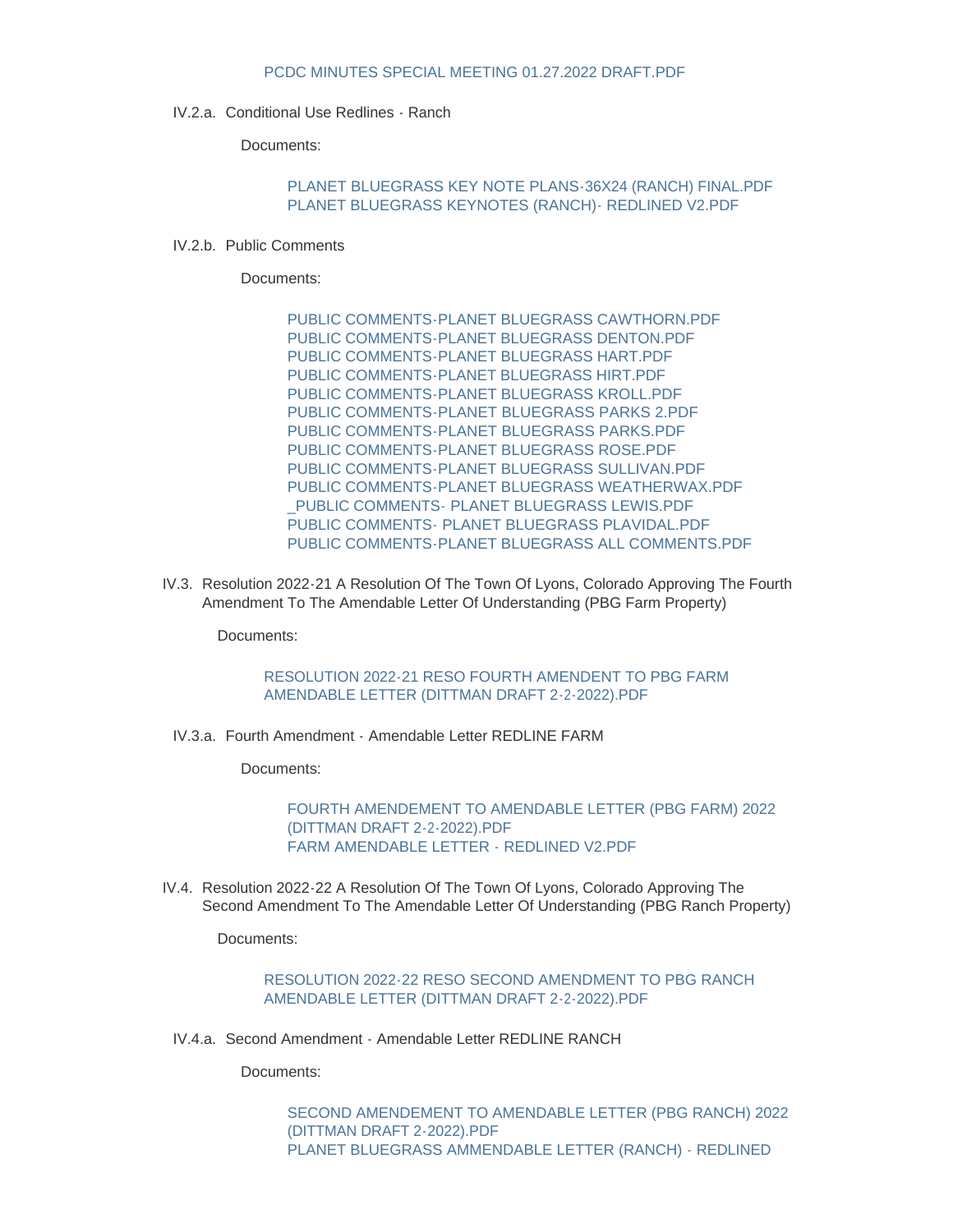PCDC MINUTES SPECIAL MEETING 01.27.2022 DRAFT.PDF

IV.2.a. Conditional Use Redlines - Ranch

Documents:

PLANET BLUEGRASS KEY NOTE PLANS-36X24 (RANCH) FINAL.PDF
PLANET BLUEGRASS KEYNOTES (RANCH)- REDLINED V2.PDF

IV.2.b. Public Comments

Documents:

PUBLIC COMMENTS-PLANET BLUEGRASS CAWTHORN.PDF
PUBLIC COMMENTS-PLANET BLUEGRASS DENTON.PDF
PUBLIC COMMENTS-PLANET BLUEGRASS HART.PDF
PUBLIC COMMENTS-PLANET BLUEGRASS HIRT.PDF
PUBLIC COMMENTS-PLANET BLUEGRASS KROLL.PDF
PUBLIC COMMENTS-PLANET BLUEGRASS PARKS 2.PDF
PUBLIC COMMENTS-PLANET BLUEGRASS PARKS.PDF
PUBLIC COMMENTS-PLANET BLUEGRASS ROSE.PDF
PUBLIC COMMENTS-PLANET BLUEGRASS SULLIVAN.PDF
PUBLIC COMMENTS-PLANET BLUEGRASS WEATHERWAX.PDF
_PUBLIC COMMENTS- PLANET BLUEGRASS LEWIS.PDF
PUBLIC COMMENTS- PLANET BLUEGRASS PLAVIDAL.PDF
PUBLIC COMMENTS-PLANET BLUEGRASS ALL COMMENTS.PDF

IV.3. Resolution 2022-21 A Resolution Of The Town Of Lyons, Colorado Approving The Fourth Amendment To The Amendable Letter Of Understanding (PBG Farm Property)

Documents:

RESOLUTION 2022-21 RESO FOURTH AMENDENT TO PBG FARM AMENDABLE LETTER (DITTMAN DRAFT 2-2-2022).PDF

IV.3.a. Fourth Amendment - Amendable Letter REDLINE FARM

Documents:

FOURTH AMENDEMENT TO AMENDABLE LETTER (PBG FARM) 2022 (DITTMAN DRAFT 2-2-2022).PDF
FARM AMENDABLE LETTER - REDLINED V2.PDF

IV.4. Resolution 2022-22 A Resolution Of The Town Of Lyons, Colorado Approving The Second Amendment To The Amendable Letter Of Understanding (PBG Ranch Property)

Documents:

RESOLUTION 2022-22 RESO SECOND AMENDMENT TO PBG RANCH AMENDABLE LETTER (DITTMAN DRAFT 2-2-2022).PDF

IV.4.a. Second Amendment - Amendable Letter REDLINE RANCH

Documents:

SECOND AMENDEMENT TO AMENDABLE LETTER (PBG RANCH) 2022 (DITTMAN DRAFT 2-2022).PDF
PLANET BLUEGRASS AMMENDABLE LETTER (RANCH) - REDLINED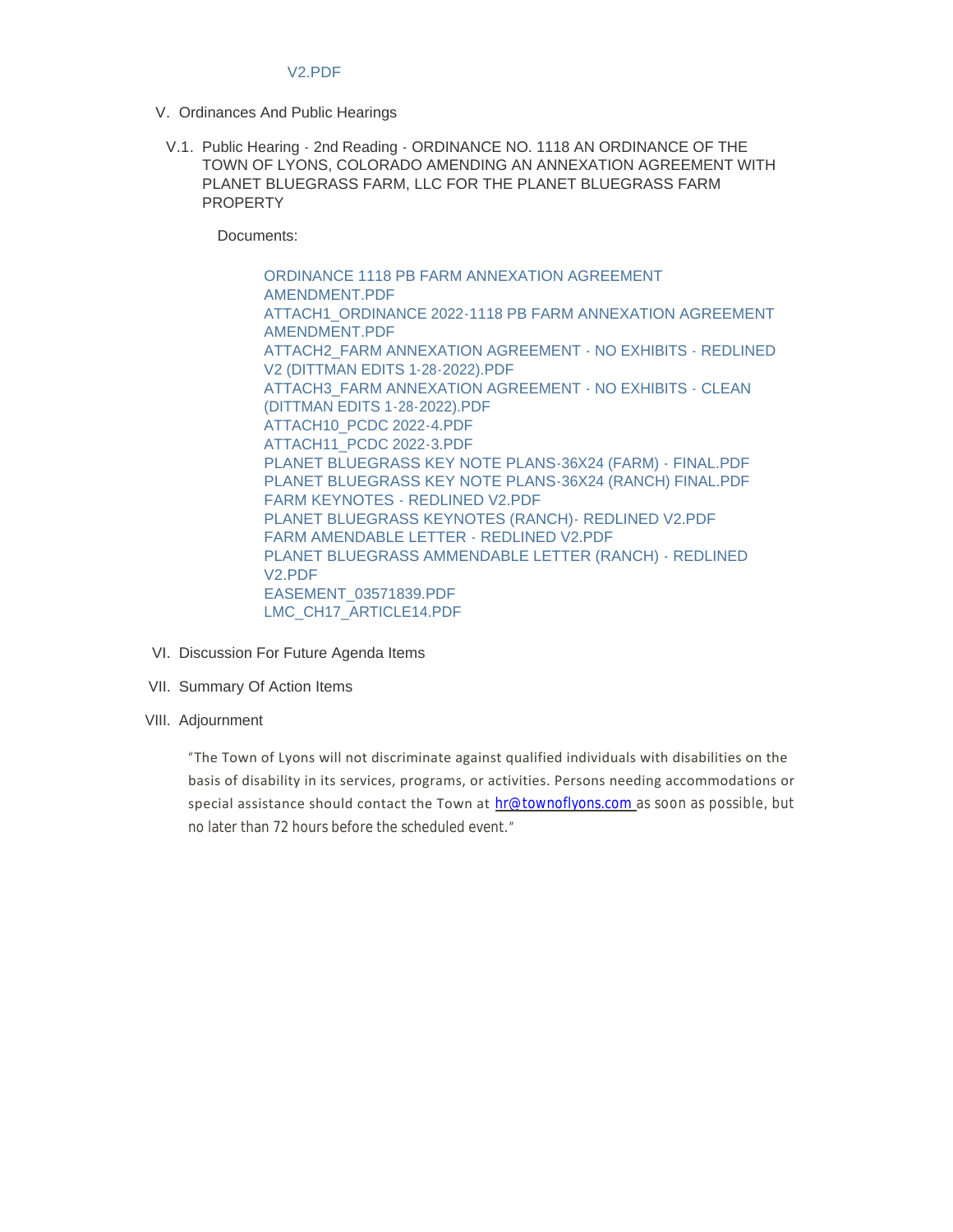V2.PDF

V. Ordinances And Public Hearings

V.1. Public Hearing - 2nd Reading - ORDINANCE NO. 1118 AN ORDINANCE OF THE TOWN OF LYONS, COLORADO AMENDING AN ANNEXATION AGREEMENT WITH PLANET BLUEGRASS FARM, LLC FOR THE PLANET BLUEGRASS FARM PROPERTY

Documents:

- ORDINANCE 1118 PB FARM ANNEXATION AGREEMENT AMENDMENT.PDF
- ATTACH1_ORDINANCE 2022-1118 PB FARM ANNEXATION AGREEMENT AMENDMENT.PDF
- ATTACH2_FARM ANNEXATION AGREEMENT - NO EXHIBITS - REDLINED V2 (DITTMAN EDITS 1-28-2022).PDF
- ATTACH3_FARM ANNEXATION AGREEMENT - NO EXHIBITS - CLEAN (DITTMAN EDITS 1-28-2022).PDF
- ATTACH10_PCDC 2022-4.PDF
- ATTACH11_PCDC 2022-3.PDF
- PLANET BLUEGRASS KEY NOTE PLANS-36X24 (FARM) - FINAL.PDF
- PLANET BLUEGRASS KEY NOTE PLANS-36X24 (RANCH) FINAL.PDF
- FARM KEYNOTES - REDLINED V2.PDF
- PLANET BLUEGRASS KEYNOTES (RANCH)- REDLINED V2.PDF
- FARM AMENDABLE LETTER - REDLINED V2.PDF
- PLANET BLUEGRASS AMMENDABLE LETTER (RANCH) - REDLINED V2.PDF
- EASEMENT_03571839.PDF
- LMC_CH17_ARTICLE14.PDF

VI. Discussion For Future Agenda Items

VII. Summary Of Action Items

VIII. Adjournment

"The Town of Lyons will not discriminate against qualified individuals with disabilities on the basis of disability in its services, programs, or activities. Persons needing accommodations or special assistance should contact the Town at hr@townoflyons.com as soon as possible, but no later than 72 hours before the scheduled event."